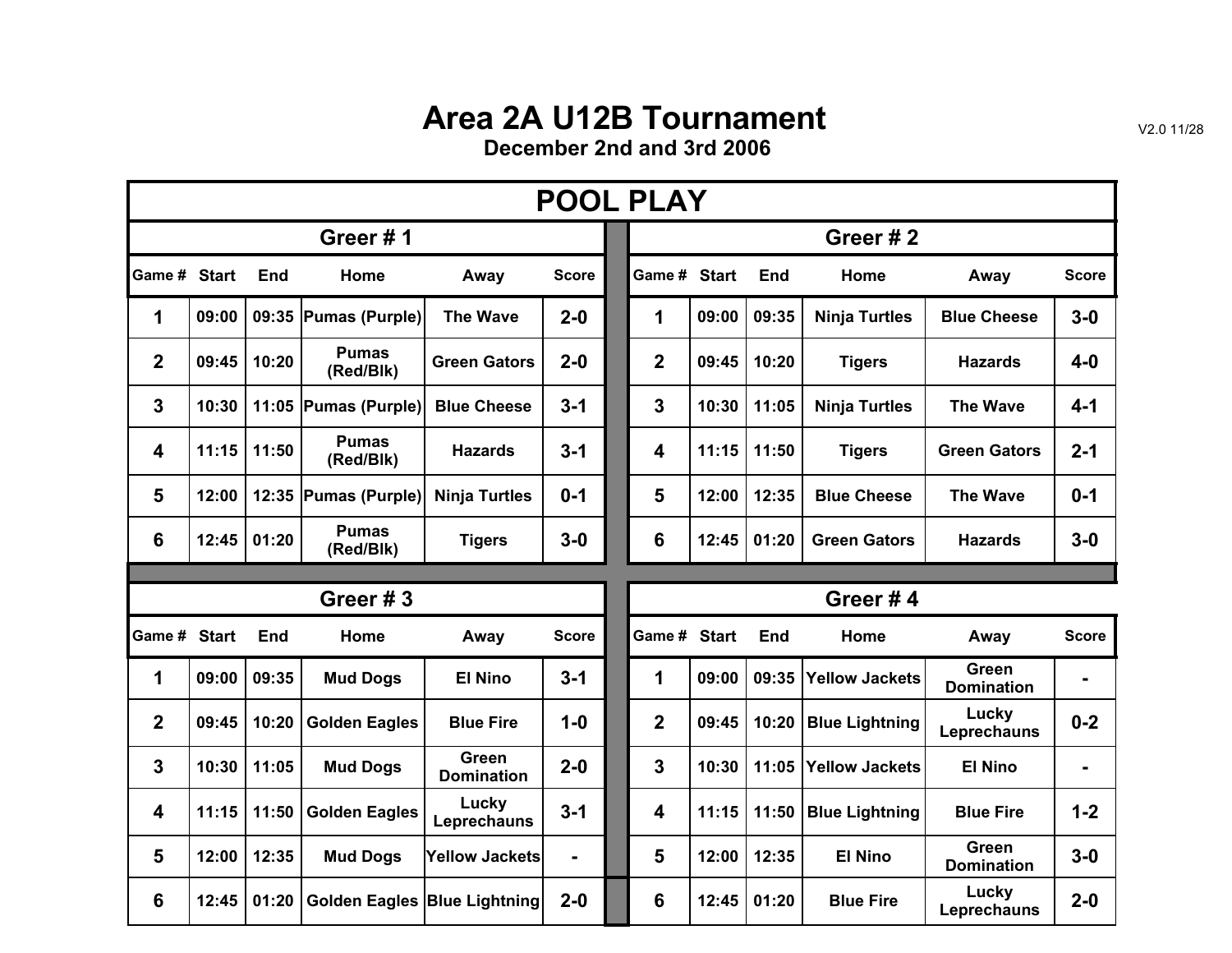# Area 2A U12B Tournament

**December 2nd and 3rd 2006**

V2.0 11/28

## POOL PLAY

### Greer # 1

| Game # | Start | End | Home | Away | Score |
|---|---|---|---|---|---|
| 1 | 09:00 | 09:35 | Pumas (Purple) | The Wave | 2-0 |
| 2 | 09:45 | 10:20 | Pumas (Red/Blk) | Green Gators | 2-0 |
| 3 | 10:30 | 11:05 | Pumas (Purple) | Blue Cheese | 3-1 |
| 4 | 11:15 | 11:50 | Pumas (Red/Blk) | Hazards | 3-1 |
| 5 | 12:00 | 12:35 | Pumas (Purple) | Ninja Turtles | 0-1 |
| 6 | 12:45 | 01:20 | Pumas (Red/Blk) | Tigers | 3-0 |

### Greer # 2

| Game # | Start | End | Home | Away | Score |
|---|---|---|---|---|---|
| 1 | 09:00 | 09:35 | Ninja Turtles | Blue Cheese | 3-0 |
| 2 | 09:45 | 10:20 | Tigers | Hazards | 4-0 |
| 3 | 10:30 | 11:05 | Ninja Turtles | The Wave | 4-1 |
| 4 | 11:15 | 11:50 | Tigers | Green Gators | 2-1 |
| 5 | 12:00 | 12:35 | Blue Cheese | The Wave | 0-1 |
| 6 | 12:45 | 01:20 | Green Gators | Hazards | 3-0 |

### Greer # 3

| Game # | Start | End | Home | Away | Score |
|---|---|---|---|---|---|
| 1 | 09:00 | 09:35 | Mud Dogs | El Nino | 3-1 |
| 2 | 09:45 | 10:20 | Golden Eagles | Blue Fire | 1-0 |
| 3 | 10:30 | 11:05 | Mud Dogs | Green Domination | 2-0 |
| 4 | 11:15 | 11:50 | Golden Eagles | Lucky Leprechauns | 3-1 |
| 5 | 12:00 | 12:35 | Mud Dogs | Yellow Jackets | - |
| 6 | 12:45 | 01:20 | Golden Eagles | Blue Lightning | 2-0 |

### Greer # 4

| Game # | Start | End | Home | Away | Score |
|---|---|---|---|---|---|
| 1 | 09:00 | 09:35 | Yellow Jackets | Green Domination | - |
| 2 | 09:45 | 10:20 | Blue Lightning | Lucky Leprechauns | 0-2 |
| 3 | 10:30 | 11:05 | Yellow Jackets | El Nino | - |
| 4 | 11:15 | 11:50 | Blue Lightning | Blue Fire | 1-2 |
| 5 | 12:00 | 12:35 | El Nino | Green Domination | 3-0 |
| 6 | 12:45 | 01:20 | Blue Fire | Lucky Leprechauns | 2-0 |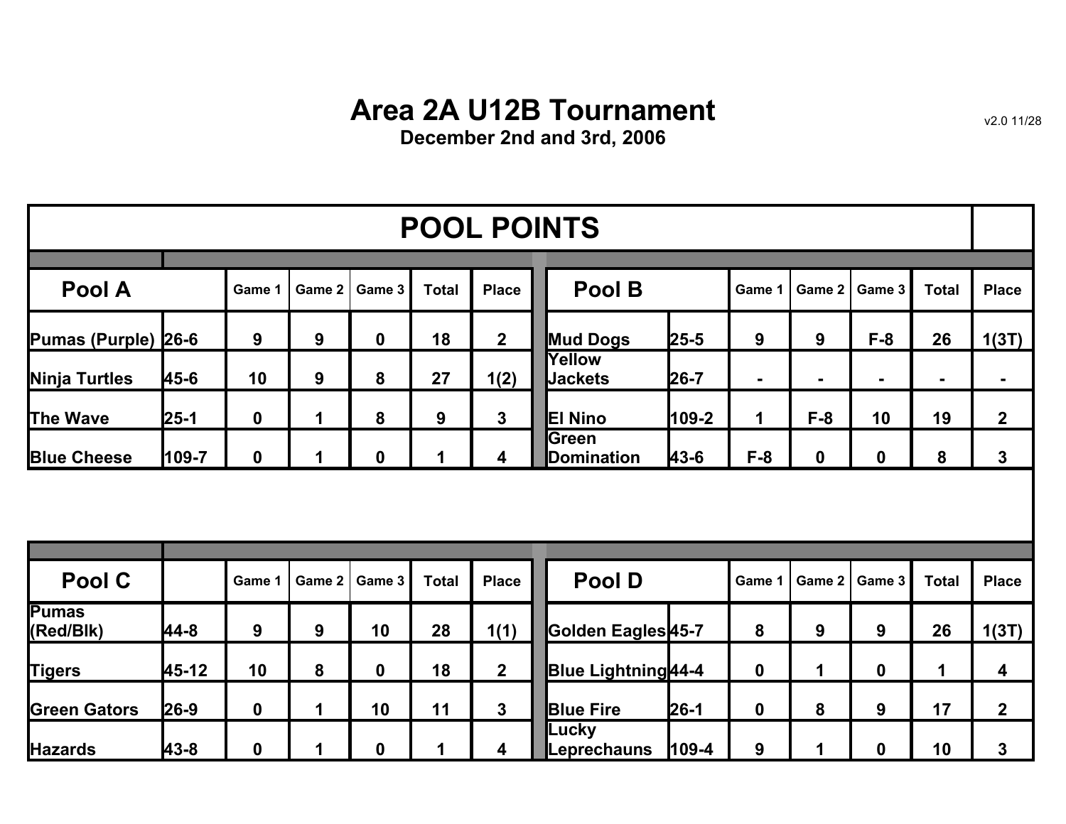# Area 2A U12B Tournament

**December 2nd and 3rd, 2006**

v2.0 11/28

## POOL POINTS

| Pool A | | Game 1 | Game 2 | Game 3 | Total | Place |
|---|---|---|---|---|---|---|
| Pumas (Purple) | 26-6 | 9 | 9 | 0 | 18 | 2 |
| Ninja Turtles | 45-6 | 10 | 9 | 8 | 27 | 1(2) |
| The Wave | 25-1 | 0 | 1 | 8 | 9 | 3 |
| Blue Cheese | 109-7 | 0 | 1 | 0 | 1 | 4 |

| Pool B | | Game 1 | Game 2 | Game 3 | Total | Place |
|---|---|---|---|---|---|---|
| Mud Dogs | 25-5 | 9 | 9 | F-8 | 26 | 1(3T) |
| Yellow Jackets | 26-7 | - | - | - | - | - |
| El Nino | 109-2 | 1 | F-8 | 10 | 19 | 2 |
| Green Domination | 43-6 | F-8 | 0 | 0 | 8 | 3 |

| Pool C | | Game 1 | Game 2 | Game 3 | Total | Place |
|---|---|---|---|---|---|---|
| Pumas (Red/Blk) | 44-8 | 9 | 9 | 10 | 28 | 1(1) |
| Tigers | 45-12 | 10 | 8 | 0 | 18 | 2 |
| Green Gators | 26-9 | 0 | 1 | 10 | 11 | 3 |
| Hazards | 43-8 | 0 | 1 | 0 | 1 | 4 |

| Pool D | | Game 1 | Game 2 | Game 3 | Total | Place |
|---|---|---|---|---|---|---|
| Golden Eagles | 45-7 | 8 | 9 | 9 | 26 | 1(3T) |
| Blue Lightning | 44-4 | 0 | 1 | 0 | 1 | 4 |
| Blue Fire | 26-1 | 0 | 8 | 9 | 17 | 2 |
| Lucky Leprechauns | 109-4 | 9 | 1 | 0 | 10 | 3 |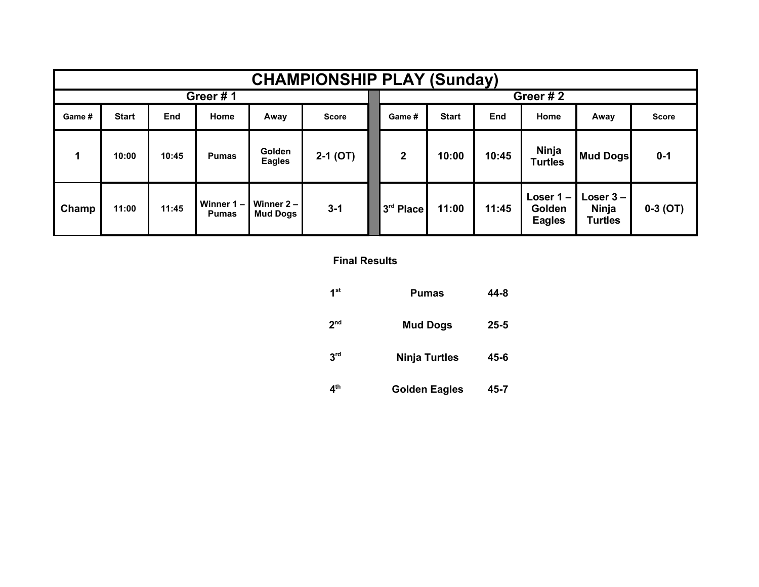# CHAMPIONSHIP PLAY (Sunday)

| Greer # 1 | | | | | | Greer # 2 | | | | | |
|---|---|---|---|---|---|---|---|---|---|---|---|
| Game # | Start | End | Home | Away | Score | Game # | Start | End | Home | Away | Score |
| 1 | 10:00 | 10:45 | Pumas | Golden Eagles | 2-1 (OT) | 2 | 10:00 | 10:45 | Ninja Turtles | Mud Dogs | 0-1 |
| Champ | 11:00 | 11:45 | Winner 1 – Pumas | Winner 2 – Mud Dogs | 3-1 | 3rd Place | 11:00 | 11:45 | Loser 1 – Golden Eagles | Loser 3 – Ninja Turtles | 0-3 (OT) |

**Final Results**

| | | |
|---|---|---|
| 1st | Pumas | 44-8 |
| 2nd | Mud Dogs | 25-5 |
| 3rd | Ninja Turtles | 45-6 |
| 4th | Golden Eagles | 45-7 |